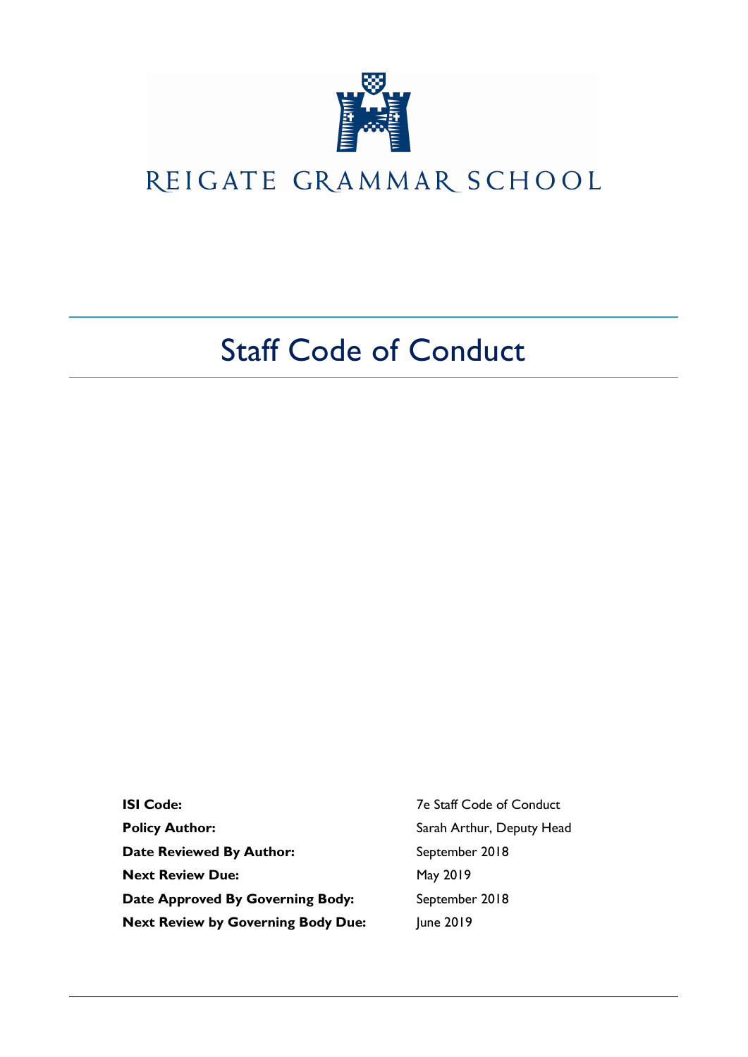REIGATE GRAMMAR SCHOOL

# Staff Code of Conduct

| | |
|---|---|
| **ISI Code:** | 7e Staff Code of Conduct |
| **Policy Author:** | Sarah Arthur, Deputy Head |
| **Date Reviewed By Author:** | September 2018 |
| **Next Review Due:** | May 2019 |
| **Date Approved By Governing Body:** | September 2018 |
| **Next Review by Governing Body Due:** | June 2019 |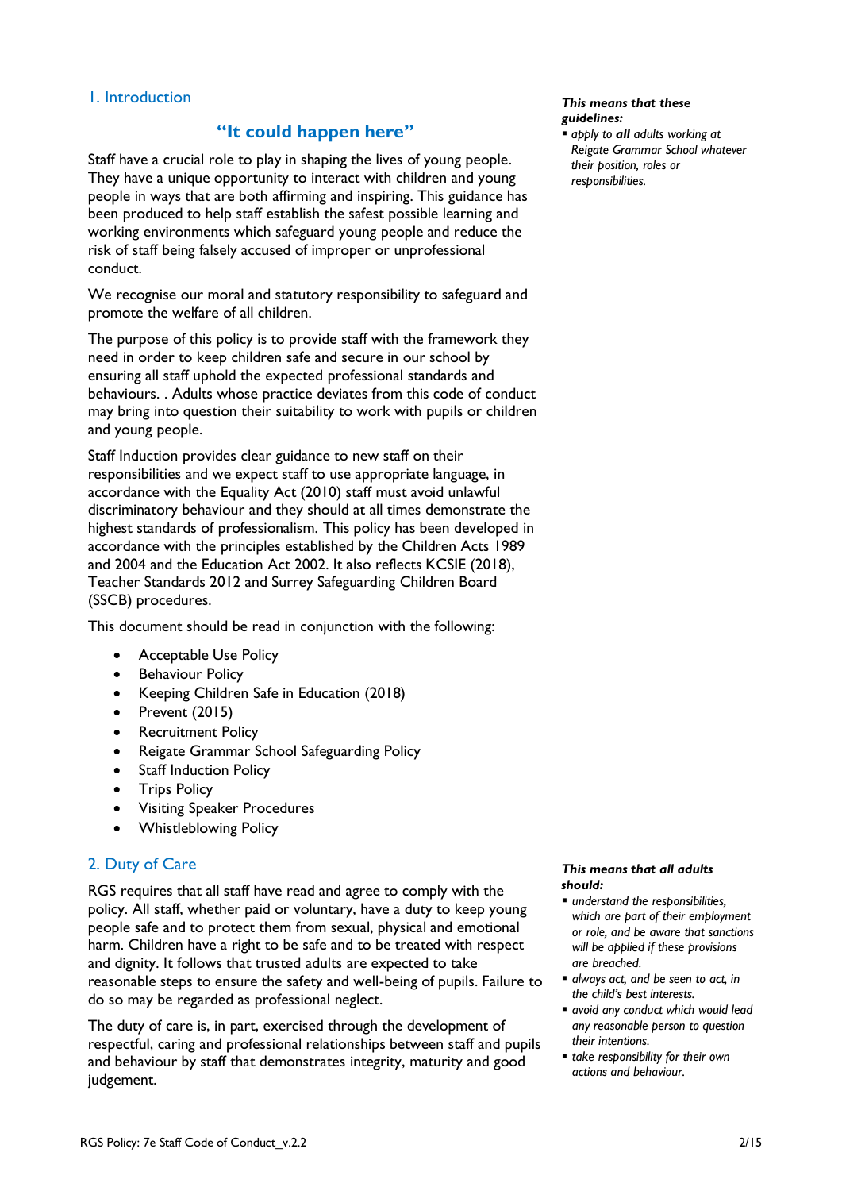## 1. Introduction

### "It could happen here"

Staff have a crucial role to play in shaping the lives of young people. They have a unique opportunity to interact with children and young people in ways that are both affirming and inspiring. This guidance has been produced to help staff establish the safest possible learning and working environments which safeguard young people and reduce the risk of staff being falsely accused of improper or unprofessional conduct.

We recognise our moral and statutory responsibility to safeguard and promote the welfare of all children.

The purpose of this policy is to provide staff with the framework they need in order to keep children safe and secure in our school by ensuring all staff uphold the expected professional standards and behaviours. . Adults whose practice deviates from this code of conduct may bring into question their suitability to work with pupils or children and young people.

Staff Induction provides clear guidance to new staff on their responsibilities and we expect staff to use appropriate language, in accordance with the Equality Act (2010) staff must avoid unlawful discriminatory behaviour and they should at all times demonstrate the highest standards of professionalism. This policy has been developed in accordance with the principles established by the Children Acts 1989 and 2004 and the Education Act 2002. It also reflects KCSIE (2018), Teacher Standards 2012 and Surrey Safeguarding Children Board (SSCB) procedures.

This document should be read in conjunction with the following:

- Acceptable Use Policy
- Behaviour Policy
- Keeping Children Safe in Education (2018)
- Prevent (2015)
- Recruitment Policy
- Reigate Grammar School Safeguarding Policy
- Staff Induction Policy
- Trips Policy
- Visiting Speaker Procedures
- Whistleblowing Policy

***This means that these guidelines:***

- *apply to **all** adults working at Reigate Grammar School whatever their position, roles or responsibilities.*

## 2. Duty of Care

RGS requires that all staff have read and agree to comply with the policy. All staff, whether paid or voluntary, have a duty to keep young people safe and to protect them from sexual, physical and emotional harm. Children have a right to be safe and to be treated with respect and dignity. It follows that trusted adults are expected to take reasonable steps to ensure the safety and well-being of pupils. Failure to do so may be regarded as professional neglect.

The duty of care is, in part, exercised through the development of respectful, caring and professional relationships between staff and pupils and behaviour by staff that demonstrates integrity, maturity and good judgement.

***This means that all adults should:***

- *understand the responsibilities, which are part of their employment or role, and be aware that sanctions will be applied if these provisions are breached.*
- *always act, and be seen to act, in the child's best interests.*
- *avoid any conduct which would lead any reasonable person to question their intentions.*
- *take responsibility for their own actions and behaviour.*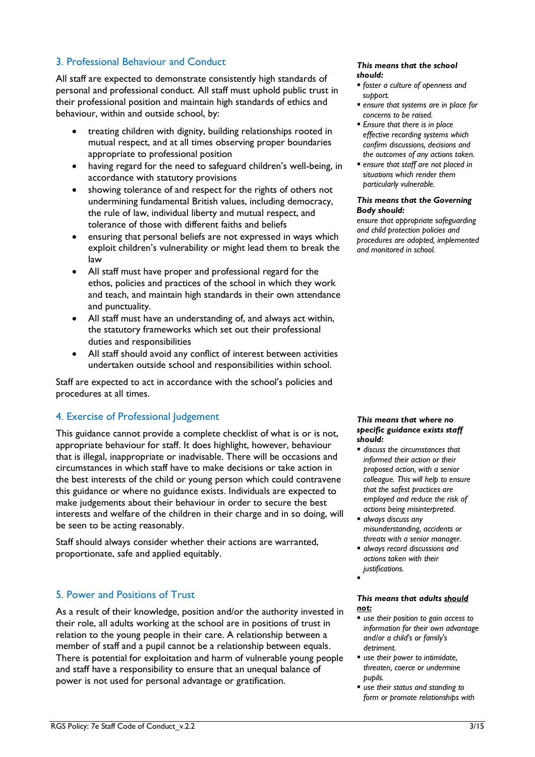## 3. Professional Behaviour and Conduct

All staff are expected to demonstrate consistently high standards of personal and professional conduct. All staff must uphold public trust in their professional position and maintain high standards of ethics and behaviour, within and outside school, by:

- treating children with dignity, building relationships rooted in mutual respect, and at all times observing proper boundaries appropriate to professional position
- having regard for the need to safeguard children's well-being, in accordance with statutory provisions
- showing tolerance of and respect for the rights of others not undermining fundamental British values, including democracy, the rule of law, individual liberty and mutual respect, and tolerance of those with different faiths and beliefs
- ensuring that personal beliefs are not expressed in ways which exploit children's vulnerability or might lead them to break the law
- All staff must have proper and professional regard for the ethos, policies and practices of the school in which they work and teach, and maintain high standards in their own attendance and punctuality.
- All staff must have an understanding of, and always act within, the statutory frameworks which set out their professional duties and responsibilities
- All staff should avoid any conflict of interest between activities undertaken outside school and responsibilities within school.

Staff are expected to act in accordance with the school's policies and procedures at all times.

***This means that the school should:***

- *foster a culture of openness and support.*
- *ensure that systems are in place for concerns to be raised.*
- *Ensure that there is in place effective recording systems which confirm discussions, decisions and the outcomes of any actions taken.*
- *ensure that staff are not placed in situations which render them particularly vulnerable.*

***This means that the Governing Body should:***

*ensure that appropriate safeguarding and child protection policies and procedures are adopted, implemented and monitored in school.*

## 4. Exercise of Professional Judgement

This guidance cannot provide a complete checklist of what is or is not, appropriate behaviour for staff. It does highlight, however, behaviour that is illegal, inappropriate or inadvisable. There will be occasions and circumstances in which staff have to make decisions or take action in the best interests of the child or young person which could contravene this guidance or where no guidance exists. Individuals are expected to make judgements about their behaviour in order to secure the best interests and welfare of the children in their charge and in so doing, will be seen to be acting reasonably.

Staff should always consider whether their actions are warranted, proportionate, safe and applied equitably.

***This means that where no specific guidance exists staff should:***

- *discuss the circumstances that informed their action or their proposed action, with a senior colleague. This will help to ensure that the safest practices are employed and reduce the risk of actions being misinterpreted.*
- *always discuss any misunderstanding, accidents or threats with a senior manager.*
- *always record discussions and actions taken with their justifications.*

## 5. Power and Positions of Trust

As a result of their knowledge, position and/or the authority invested in their role, all adults working at the school are in positions of trust in relation to the young people in their care. A relationship between a member of staff and a pupil cannot be a relationship between equals. There is potential for exploitation and harm of vulnerable young people and staff have a responsibility to ensure that an unequal balance of power is not used for personal advantage or gratification.

***This means that adults <u>should not:</u>***

- *use their position to gain access to information for their own advantage and/or a child's or family's detriment.*
- *use their power to intimidate, threaten, coerce or undermine pupils.*
- *use their status and standing to form or promote relationships with*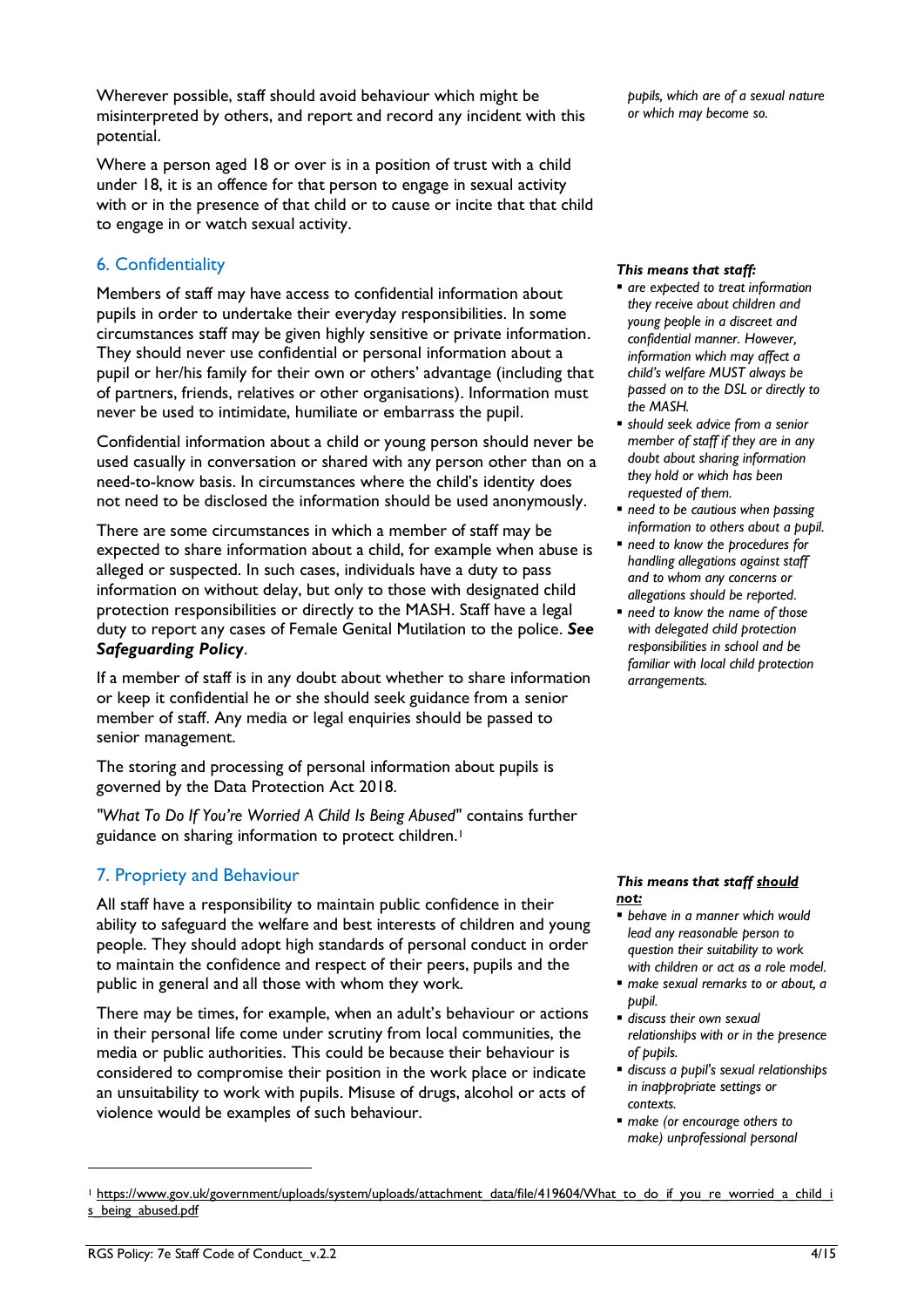Wherever possible, staff should avoid behaviour which might be misinterpreted by others, and report and record any incident with this potential.

Where a person aged 18 or over is in a position of trust with a child under 18, it is an offence for that person to engage in sexual activity with or in the presence of that child or to cause or incite that that child to engage in or watch sexual activity.

*pupils, which are of a sexual nature or which may become so.*

## 6. Confidentiality

Members of staff may have access to confidential information about pupils in order to undertake their everyday responsibilities. In some circumstances staff may be given highly sensitive or private information. They should never use confidential or personal information about a pupil or her/his family for their own or others' advantage (including that of partners, friends, relatives or other organisations). Information must never be used to intimidate, humiliate or embarrass the pupil.

Confidential information about a child or young person should never be used casually in conversation or shared with any person other than on a need-to-know basis. In circumstances where the child's identity does not need to be disclosed the information should be used anonymously.

There are some circumstances in which a member of staff may be expected to share information about a child, for example when abuse is alleged or suspected. In such cases, individuals have a duty to pass information on without delay, but only to those with designated child protection responsibilities or directly to the MASH. Staff have a legal duty to report any cases of Female Genital Mutilation to the police. ***See Safeguarding Policy***.

If a member of staff is in any doubt about whether to share information or keep it confidential he or she should seek guidance from a senior member of staff. Any media or legal enquiries should be passed to senior management.

The storing and processing of personal information about pupils is governed by the Data Protection Act 2018.

"*What To Do If You're Worried A Child Is Being Abused*" contains further guidance on sharing information to protect children.[1]

***This means that staff:***

- *are expected to treat information they receive about children and young people in a discreet and confidential manner. However, information which may affect a child's welfare MUST always be passed on to the DSL or directly to the MASH.*
- *should seek advice from a senior member of staff if they are in any doubt about sharing information they hold or which has been requested of them.*
- *need to be cautious when passing information to others about a pupil.*
- *need to know the procedures for handling allegations against staff and to whom any concerns or allegations should be reported.*
- *need to know the name of those with delegated child protection responsibilities in school and be familiar with local child protection arrangements.*

## 7. Propriety and Behaviour

All staff have a responsibility to maintain public confidence in their ability to safeguard the welfare and best interests of children and young people. They should adopt high standards of personal conduct in order to maintain the confidence and respect of their peers, pupils and the public in general and all those with whom they work.

There may be times, for example, when an adult's behaviour or actions in their personal life come under scrutiny from local communities, the media or public authorities. This could be because their behaviour is considered to compromise their position in the work place or indicate an unsuitability to work with pupils. Misuse of drugs, alcohol or acts of violence would be examples of such behaviour.

***This means that staff <u>should not</u>:***

- *behave in a manner which would lead any reasonable person to question their suitability to work with children or act as a role model.*
- *make sexual remarks to or about, a pupil.*
- *discuss their own sexual relationships with or in the presence of pupils.*
- *discuss a pupil's sexual relationships in inappropriate settings or contexts.*
- *make (or encourage others to make) unprofessional personal*

[1] https://www.gov.uk/government/uploads/system/uploads/attachment_data/file/419604/What_to_do_if_you_re_worried_a_child_is_being_abused.pdf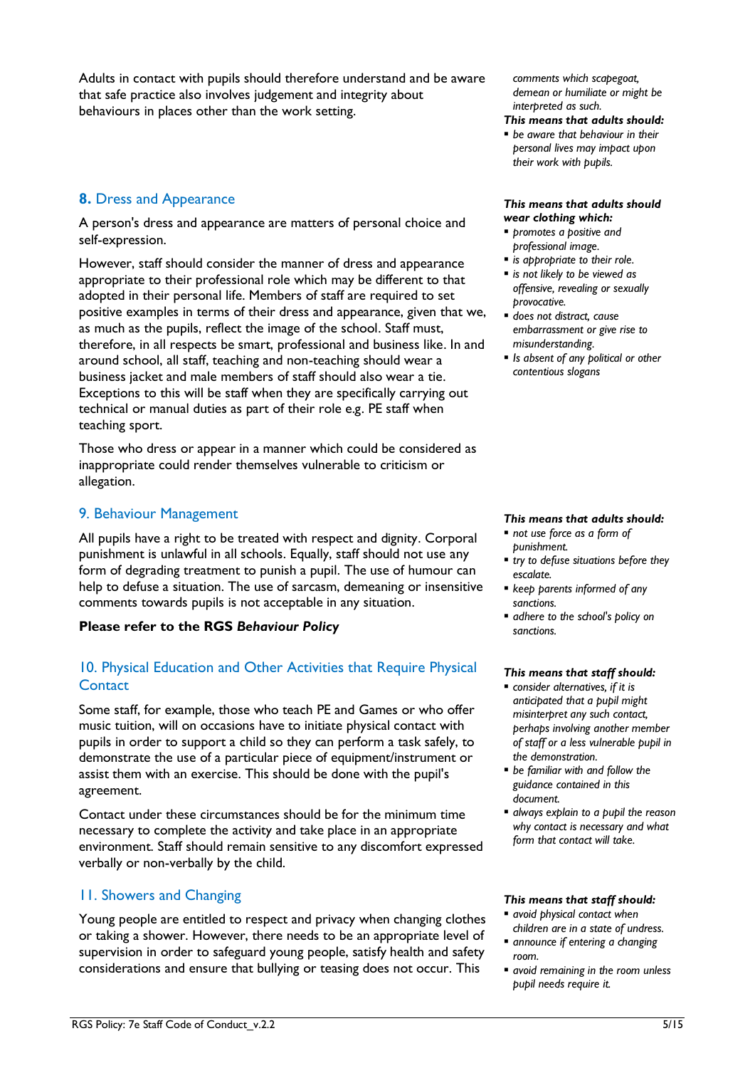Adults in contact with pupils should therefore understand and be aware that safe practice also involves judgement and integrity about behaviours in places other than the work setting.

*comments which scapegoat, demean or humiliate or might be interpreted as such.*

***This means that adults should:***

- *be aware that behaviour in their personal lives may impact upon their work with pupils.*

## **8.** Dress and Appearance

A person's dress and appearance are matters of personal choice and self-expression.

However, staff should consider the manner of dress and appearance appropriate to their professional role which may be different to that adopted in their personal life. Members of staff are required to set positive examples in terms of their dress and appearance, given that we, as much as the pupils, reflect the image of the school. Staff must, therefore, in all respects be smart, professional and business like. In and around school, all staff, teaching and non-teaching should wear a business jacket and male members of staff should also wear a tie. Exceptions to this will be staff when they are specifically carrying out technical or manual duties as part of their role e.g. PE staff when teaching sport.

Those who dress or appear in a manner which could be considered as inappropriate could render themselves vulnerable to criticism or allegation.

***This means that adults should wear clothing which:***

- *promotes a positive and professional image.*
- *is appropriate to their role.*
- *is not likely to be viewed as offensive, revealing or sexually provocative.*
- *does not distract, cause embarrassment or give rise to misunderstanding.*
- *Is absent of any political or other contentious slogans*

## 9. Behaviour Management

All pupils have a right to be treated with respect and dignity. Corporal punishment is unlawful in all schools. Equally, staff should not use any form of degrading treatment to punish a pupil. The use of humour can help to defuse a situation. The use of sarcasm, demeaning or insensitive comments towards pupils is not acceptable in any situation.

**Please refer to the RGS *Behaviour Policy***

***This means that adults should:***

- *not use force as a form of punishment.*
- *try to defuse situations before they escalate.*
- *keep parents informed of any sanctions.*
- *adhere to the school's policy on sanctions.*

## 10. Physical Education and Other Activities that Require Physical Contact

Some staff, for example, those who teach PE and Games or who offer music tuition, will on occasions have to initiate physical contact with pupils in order to support a child so they can perform a task safely, to demonstrate the use of a particular piece of equipment/instrument or assist them with an exercise. This should be done with the pupil's agreement.

Contact under these circumstances should be for the minimum time necessary to complete the activity and take place in an appropriate environment. Staff should remain sensitive to any discomfort expressed verbally or non-verbally by the child.

***This means that staff should:***

- *consider alternatives, if it is anticipated that a pupil might misinterpret any such contact, perhaps involving another member of staff or a less vulnerable pupil in the demonstration.*
- *be familiar with and follow the guidance contained in this document.*
- *always explain to a pupil the reason why contact is necessary and what form that contact will take.*

## 11. Showers and Changing

Young people are entitled to respect and privacy when changing clothes or taking a shower. However, there needs to be an appropriate level of supervision in order to safeguard young people, satisfy health and safety considerations and ensure that bullying or teasing does not occur. This

***This means that staff should:***

- *avoid physical contact when children are in a state of undress.*
- *announce if entering a changing room.*
- *avoid remaining in the room unless pupil needs require it.*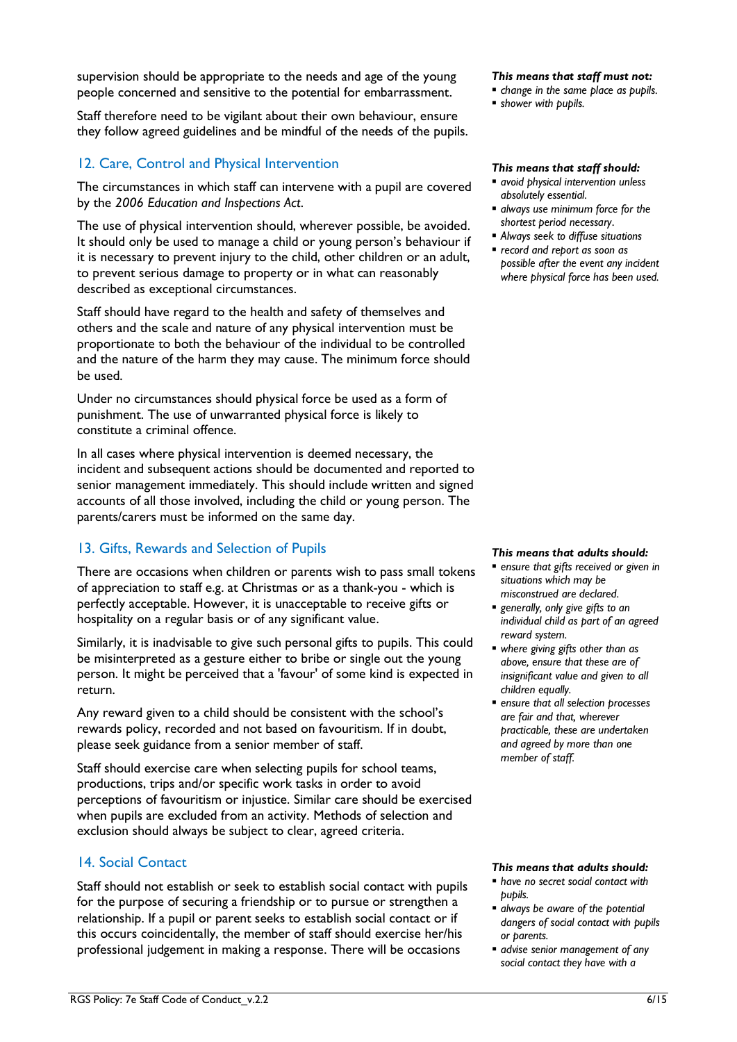supervision should be appropriate to the needs and age of the young people concerned and sensitive to the potential for embarrassment.

Staff therefore need to be vigilant about their own behaviour, ensure they follow agreed guidelines and be mindful of the needs of the pupils.

***This means that staff must not:***

- *change in the same place as pupils.*
- *shower with pupils.*

## 12. Care, Control and Physical Intervention

The circumstances in which staff can intervene with a pupil are covered by the *2006 Education and Inspections Act*.

The use of physical intervention should, wherever possible, be avoided. It should only be used to manage a child or young person's behaviour if it is necessary to prevent injury to the child, other children or an adult, to prevent serious damage to property or in what can reasonably described as exceptional circumstances.

Staff should have regard to the health and safety of themselves and others and the scale and nature of any physical intervention must be proportionate to both the behaviour of the individual to be controlled and the nature of the harm they may cause. The minimum force should be used.

Under no circumstances should physical force be used as a form of punishment. The use of unwarranted physical force is likely to constitute a criminal offence.

In all cases where physical intervention is deemed necessary, the incident and subsequent actions should be documented and reported to senior management immediately. This should include written and signed accounts of all those involved, including the child or young person. The parents/carers must be informed on the same day.

***This means that staff should:***

- *avoid physical intervention unless absolutely essential.*
- *always use minimum force for the shortest period necessary.*
- *Always seek to diffuse situations*
- *record and report as soon as possible after the event any incident where physical force has been used.*

## 13. Gifts, Rewards and Selection of Pupils

There are occasions when children or parents wish to pass small tokens of appreciation to staff e.g. at Christmas or as a thank-you - which is perfectly acceptable. However, it is unacceptable to receive gifts or hospitality on a regular basis or of any significant value.

Similarly, it is inadvisable to give such personal gifts to pupils. This could be misinterpreted as a gesture either to bribe or single out the young person. It might be perceived that a 'favour' of some kind is expected in return.

Any reward given to a child should be consistent with the school's rewards policy, recorded and not based on favouritism. If in doubt, please seek guidance from a senior member of staff.

Staff should exercise care when selecting pupils for school teams, productions, trips and/or specific work tasks in order to avoid perceptions of favouritism or injustice. Similar care should be exercised when pupils are excluded from an activity. Methods of selection and exclusion should always be subject to clear, agreed criteria.

***This means that adults should:***

- *ensure that gifts received or given in situations which may be misconstrued are declared.*
- *generally, only give gifts to an individual child as part of an agreed reward system.*
- *where giving gifts other than as above, ensure that these are of insignificant value and given to all children equally.*
- *ensure that all selection processes are fair and that, wherever practicable, these are undertaken and agreed by more than one member of staff.*

## 14. Social Contact

Staff should not establish or seek to establish social contact with pupils for the purpose of securing a friendship or to pursue or strengthen a relationship. If a pupil or parent seeks to establish social contact or if this occurs coincidentally, the member of staff should exercise her/his professional judgement in making a response. There will be occasions

***This means that adults should:***

- *have no secret social contact with pupils.*
- *always be aware of the potential dangers of social contact with pupils or parents.*
- *advise senior management of any social contact they have with a*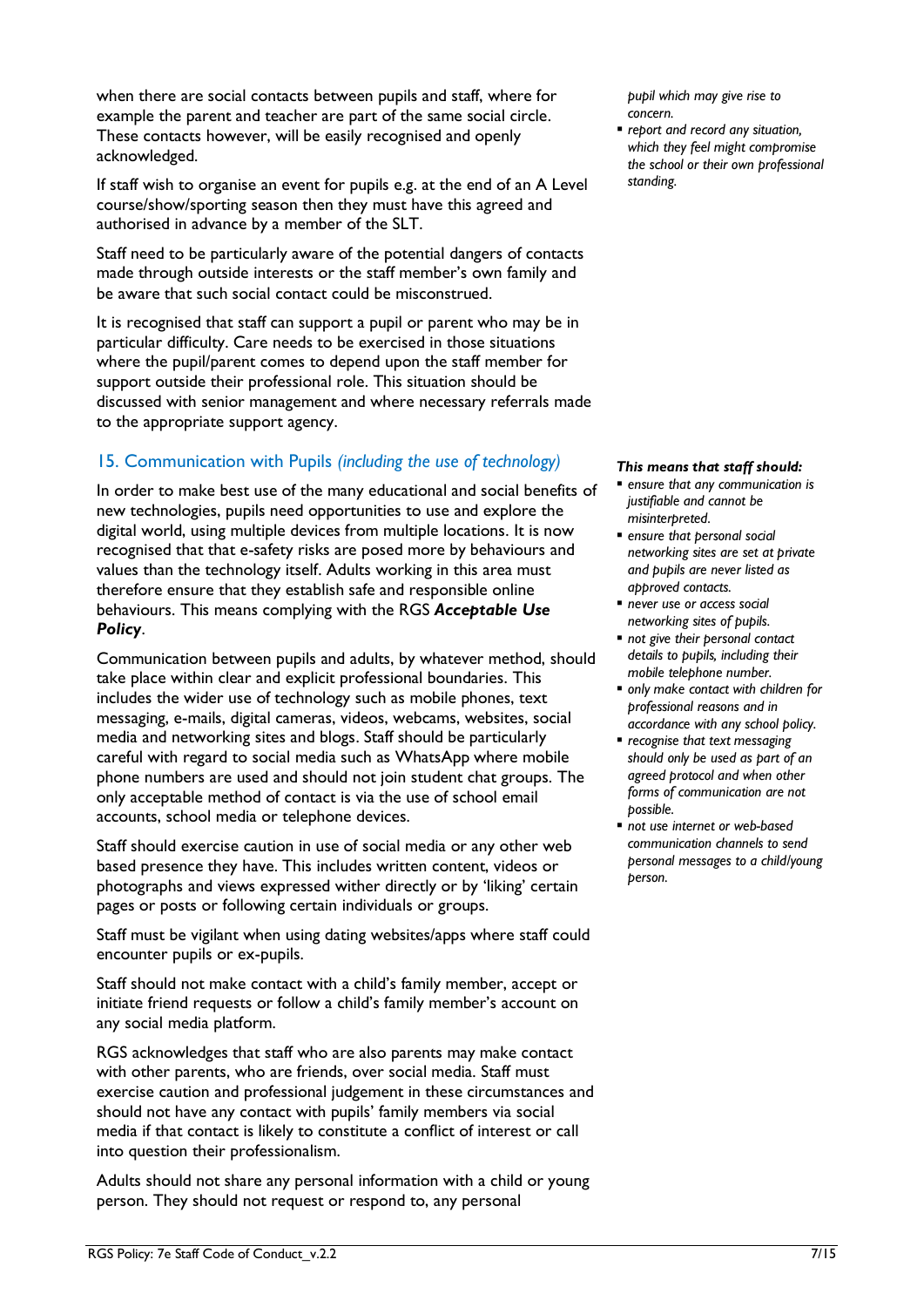when there are social contacts between pupils and staff, where for example the parent and teacher are part of the same social circle. These contacts however, will be easily recognised and openly acknowledged.

If staff wish to organise an event for pupils e.g. at the end of an A Level course/show/sporting season then they must have this agreed and authorised in advance by a member of the SLT.

Staff need to be particularly aware of the potential dangers of contacts made through outside interests or the staff member's own family and be aware that such social contact could be misconstrued.

It is recognised that staff can support a pupil or parent who may be in particular difficulty. Care needs to be exercised in those situations where the pupil/parent comes to depend upon the staff member for support outside their professional role. This situation should be discussed with senior management and where necessary referrals made to the appropriate support agency.

*pupil which may give rise to concern.*

- *report and record any situation, which they feel might compromise the school or their own professional standing.*

## 15. Communication with Pupils *(including the use of technology)*

In order to make best use of the many educational and social benefits of new technologies, pupils need opportunities to use and explore the digital world, using multiple devices from multiple locations. It is now recognised that that e-safety risks are posed more by behaviours and values than the technology itself. Adults working in this area must therefore ensure that they establish safe and responsible online behaviours. This means complying with the RGS ***Acceptable Use Policy***.

Communication between pupils and adults, by whatever method, should take place within clear and explicit professional boundaries. This includes the wider use of technology such as mobile phones, text messaging, e-mails, digital cameras, videos, webcams, websites, social media and networking sites and blogs. Staff should be particularly careful with regard to social media such as WhatsApp where mobile phone numbers are used and should not join student chat groups. The only acceptable method of contact is via the use of school email accounts, school media or telephone devices.

Staff should exercise caution in use of social media or any other web based presence they have. This includes written content, videos or photographs and views expressed wither directly or by 'liking' certain pages or posts or following certain individuals or groups.

Staff must be vigilant when using dating websites/apps where staff could encounter pupils or ex-pupils.

Staff should not make contact with a child's family member, accept or initiate friend requests or follow a child's family member's account on any social media platform.

RGS acknowledges that staff who are also parents may make contact with other parents, who are friends, over social media. Staff must exercise caution and professional judgement in these circumstances and should not have any contact with pupils' family members via social media if that contact is likely to constitute a conflict of interest or call into question their professionalism.

Adults should not share any personal information with a child or young person. They should not request or respond to, any personal

***This means that staff should:***

- *ensure that any communication is justifiable and cannot be misinterpreted.*
- *ensure that personal social networking sites are set at private and pupils are never listed as approved contacts.*
- *never use or access social networking sites of pupils.*
- *not give their personal contact details to pupils, including their mobile telephone number.*
- *only make contact with children for professional reasons and in accordance with any school policy.*
- *recognise that text messaging should only be used as part of an agreed protocol and when other forms of communication are not possible.*
- *not use internet or web-based communication channels to send personal messages to a child/young person.*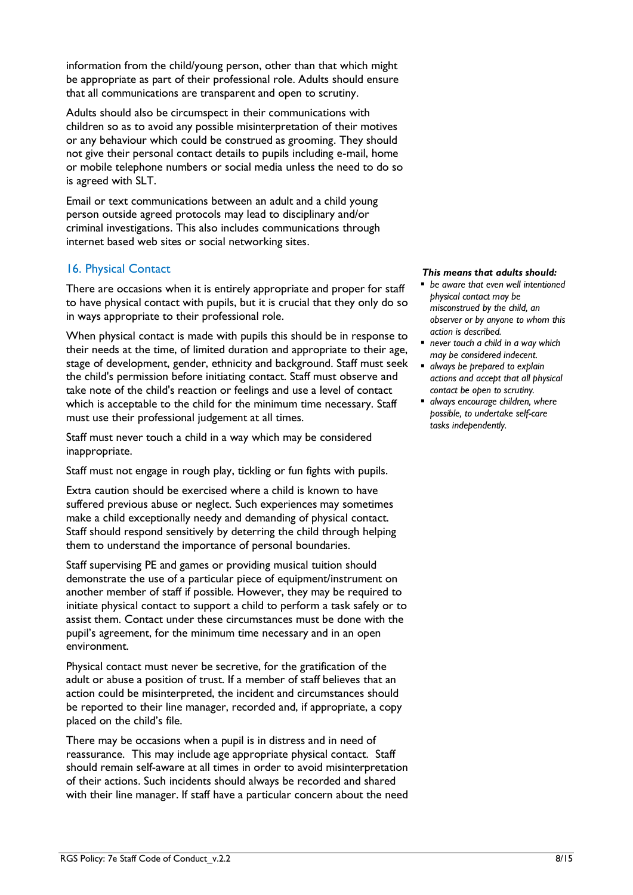information from the child/young person, other than that which might be appropriate as part of their professional role. Adults should ensure that all communications are transparent and open to scrutiny.

Adults should also be circumspect in their communications with children so as to avoid any possible misinterpretation of their motives or any behaviour which could be construed as grooming. They should not give their personal contact details to pupils including e-mail, home or mobile telephone numbers or social media unless the need to do so is agreed with SLT.

Email or text communications between an adult and a child young person outside agreed protocols may lead to disciplinary and/or criminal investigations. This also includes communications through internet based web sites or social networking sites.

## 16. Physical Contact

There are occasions when it is entirely appropriate and proper for staff to have physical contact with pupils, but it is crucial that they only do so in ways appropriate to their professional role.

When physical contact is made with pupils this should be in response to their needs at the time, of limited duration and appropriate to their age, stage of development, gender, ethnicity and background. Staff must seek the child's permission before initiating contact. Staff must observe and take note of the child's reaction or feelings and use a level of contact which is acceptable to the child for the minimum time necessary. Staff must use their professional judgement at all times.

Staff must never touch a child in a way which may be considered inappropriate.

Staff must not engage in rough play, tickling or fun fights with pupils.

Extra caution should be exercised where a child is known to have suffered previous abuse or neglect. Such experiences may sometimes make a child exceptionally needy and demanding of physical contact. Staff should respond sensitively by deterring the child through helping them to understand the importance of personal boundaries.

Staff supervising PE and games or providing musical tuition should demonstrate the use of a particular piece of equipment/instrument on another member of staff if possible. However, they may be required to initiate physical contact to support a child to perform a task safely or to assist them. Contact under these circumstances must be done with the pupil's agreement, for the minimum time necessary and in an open environment.

Physical contact must never be secretive, for the gratification of the adult or abuse a position of trust. If a member of staff believes that an action could be misinterpreted, the incident and circumstances should be reported to their line manager, recorded and, if appropriate, a copy placed on the child's file.

There may be occasions when a pupil is in distress and in need of reassurance. This may include age appropriate physical contact. Staff should remain self-aware at all times in order to avoid misinterpretation of their actions. Such incidents should always be recorded and shared with their line manager. If staff have a particular concern about the need

***This means that adults should:***

- *be aware that even well intentioned physical contact may be misconstrued by the child, an observer or by anyone to whom this action is described.*
- *never touch a child in a way which may be considered indecent.*
- *always be prepared to explain actions and accept that all physical contact be open to scrutiny.*
- *always encourage children, where possible, to undertake self-care tasks independently.*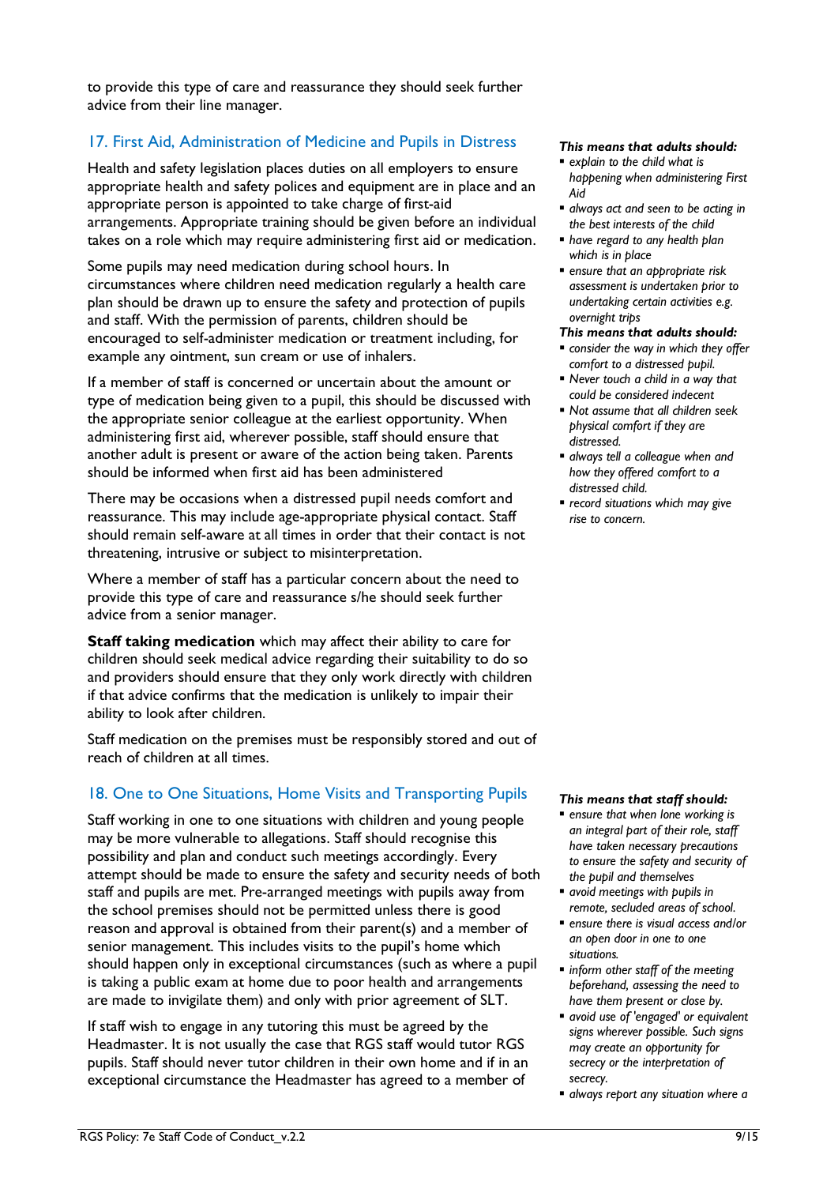to provide this type of care and reassurance they should seek further advice from their line manager.

## 17. First Aid, Administration of Medicine and Pupils in Distress

Health and safety legislation places duties on all employers to ensure appropriate health and safety polices and equipment are in place and an appropriate person is appointed to take charge of first-aid arrangements. Appropriate training should be given before an individual takes on a role which may require administering first aid or medication.

Some pupils may need medication during school hours. In circumstances where children need medication regularly a health care plan should be drawn up to ensure the safety and protection of pupils and staff. With the permission of parents, children should be encouraged to self-administer medication or treatment including, for example any ointment, sun cream or use of inhalers.

If a member of staff is concerned or uncertain about the amount or type of medication being given to a pupil, this should be discussed with the appropriate senior colleague at the earliest opportunity. When administering first aid, wherever possible, staff should ensure that another adult is present or aware of the action being taken. Parents should be informed when first aid has been administered

*This means that adults should:*

- *explain to the child what is happening when administering First Aid*
- *always act and seen to be acting in the best interests of the child*
- *have regard to any health plan which is in place*
- *ensure that an appropriate risk assessment is undertaken prior to undertaking certain activities e.g. overnight trips*

There may be occasions when a distressed pupil needs comfort and reassurance. This may include age-appropriate physical contact. Staff should remain self-aware at all times in order that their contact is not threatening, intrusive or subject to misinterpretation.

Where a member of staff has a particular concern about the need to provide this type of care and reassurance s/he should seek further advice from a senior manager.

*This means that adults should:*

- *consider the way in which they offer comfort to a distressed pupil.*
- *Never touch a child in a way that could be considered indecent*
- *Not assume that all children seek physical comfort if they are distressed.*
- *always tell a colleague when and how they offered comfort to a distressed child.*
- *record situations which may give rise to concern.*

**Staff taking medication** which may affect their ability to care for children should seek medical advice regarding their suitability to do so and providers should ensure that they only work directly with children if that advice confirms that the medication is unlikely to impair their ability to look after children.

Staff medication on the premises must be responsibly stored and out of reach of children at all times.

## 18. One to One Situations, Home Visits and Transporting Pupils

Staff working in one to one situations with children and young people may be more vulnerable to allegations. Staff should recognise this possibility and plan and conduct such meetings accordingly. Every attempt should be made to ensure the safety and security needs of both staff and pupils are met. Pre-arranged meetings with pupils away from the school premises should not be permitted unless there is good reason and approval is obtained from their parent(s) and a member of senior management. This includes visits to the pupil's home which should happen only in exceptional circumstances (such as where a pupil is taking a public exam at home due to poor health and arrangements are made to invigilate them) and only with prior agreement of SLT.

If staff wish to engage in any tutoring this must be agreed by the Headmaster. It is not usually the case that RGS staff would tutor RGS pupils. Staff should never tutor children in their own home and if in an exceptional circumstance the Headmaster has agreed to a member of

*This means that staff should:*

- *ensure that when lone working is an integral part of their role, staff have taken necessary precautions to ensure the safety and security of the pupil and themselves*
- *avoid meetings with pupils in remote, secluded areas of school.*
- *ensure there is visual access and/or an open door in one to one situations.*
- *inform other staff of the meeting beforehand, assessing the need to have them present or close by.*
- *avoid use of 'engaged' or equivalent signs wherever possible. Such signs may create an opportunity for secrecy or the interpretation of secrecy.*
- *always report any situation where a*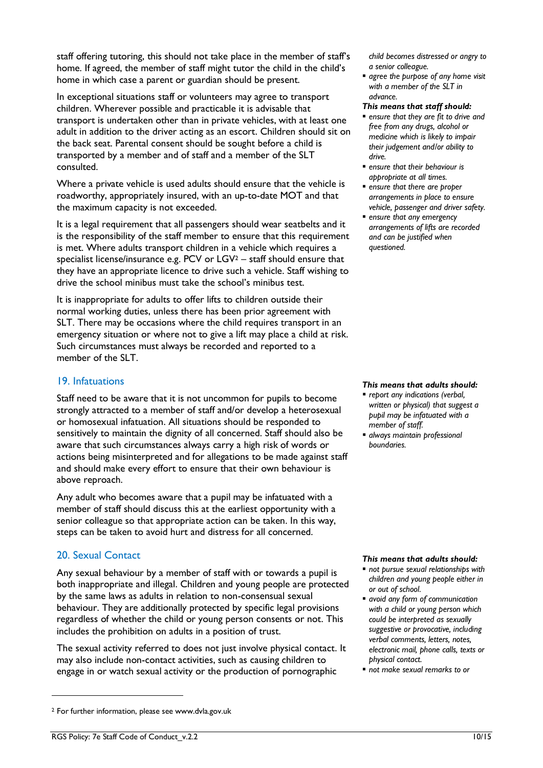staff offering tutoring, this should not take place in the member of staff's home. If agreed, the member of staff might tutor the child in the child's home in which case a parent or guardian should be present.

In exceptional situations staff or volunteers may agree to transport children. Wherever possible and practicable it is advisable that transport is undertaken other than in private vehicles, with at least one adult in addition to the driver acting as an escort. Children should sit on the back seat. Parental consent should be sought before a child is transported by a member and of staff and a member of the SLT consulted.

Where a private vehicle is used adults should ensure that the vehicle is roadworthy, appropriately insured, with an up-to-date MOT and that the maximum capacity is not exceeded.

It is a legal requirement that all passengers should wear seatbelts and it is the responsibility of the staff member to ensure that this requirement is met. Where adults transport children in a vehicle which requires a specialist license/insurance e.g. PCV or LGV[2] – staff should ensure that they have an appropriate licence to drive such a vehicle. Staff wishing to drive the school minibus must take the school's minibus test.

It is inappropriate for adults to offer lifts to children outside their normal working duties, unless there has been prior agreement with SLT. There may be occasions where the child requires transport in an emergency situation or where not to give a lift may place a child at risk. Such circumstances must always be recorded and reported to a member of the SLT.

*child becomes distressed or angry to a senior colleague.*

- *agree the purpose of any home visit with a member of the SLT in advance.*

***This means that staff should:***

- *ensure that they are fit to drive and free from any drugs, alcohol or medicine which is likely to impair their judgement and/or ability to drive.*
- *ensure that their behaviour is appropriate at all times.*
- *ensure that there are proper arrangements in place to ensure vehicle, passenger and driver safety.*
- *ensure that any emergency arrangements of lifts are recorded and can be justified when questioned.*

## 19. Infatuations

Staff need to be aware that it is not uncommon for pupils to become strongly attracted to a member of staff and/or develop a heterosexual or homosexual infatuation. All situations should be responded to sensitively to maintain the dignity of all concerned. Staff should also be aware that such circumstances always carry a high risk of words or actions being misinterpreted and for allegations to be made against staff and should make every effort to ensure that their own behaviour is above reproach.

Any adult who becomes aware that a pupil may be infatuated with a member of staff should discuss this at the earliest opportunity with a senior colleague so that appropriate action can be taken. In this way, steps can be taken to avoid hurt and distress for all concerned.

***This means that adults should:***

- *report any indications (verbal, written or physical) that suggest a pupil may be infatuated with a member of staff.*
- *always maintain professional boundaries.*

## 20. Sexual Contact

Any sexual behaviour by a member of staff with or towards a pupil is both inappropriate and illegal. Children and young people are protected by the same laws as adults in relation to non-consensual sexual behaviour. They are additionally protected by specific legal provisions regardless of whether the child or young person consents or not. This includes the prohibition on adults in a position of trust.

The sexual activity referred to does not just involve physical contact. It may also include non-contact activities, such as causing children to engage in or watch sexual activity or the production of pornographic

***This means that adults should:***

- *not pursue sexual relationships with children and young people either in or out of school.*
- *avoid any form of communication with a child or young person which could be interpreted as sexually suggestive or provocative, including verbal comments, letters, notes, electronic mail, phone calls, texts or physical contact.*
- *not make sexual remarks to or*

---

[2] For further information, please see www.dvla.gov.uk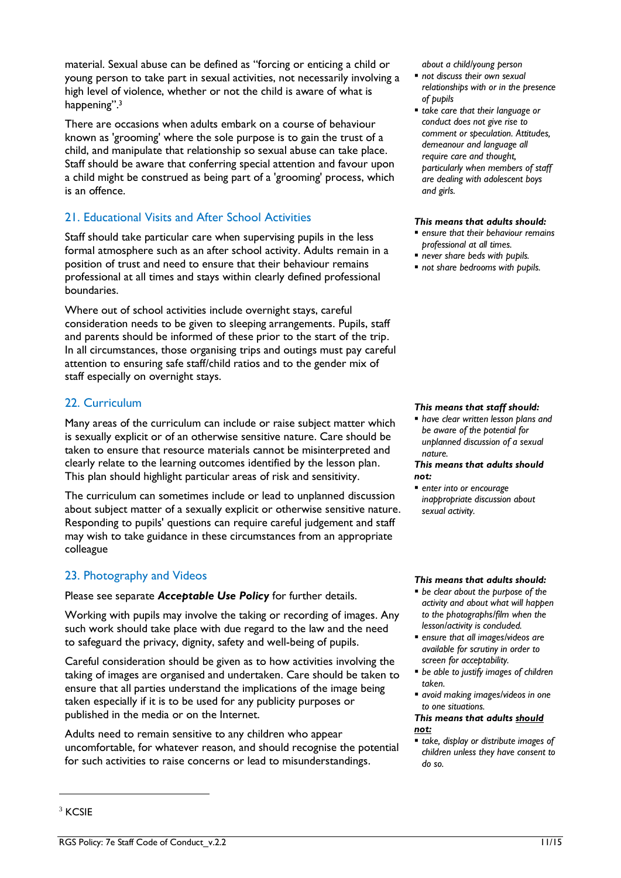material. Sexual abuse can be defined as "forcing or enticing a child or young person to take part in sexual activities, not necessarily involving a high level of violence, whether or not the child is aware of what is happening".[3]

There are occasions when adults embark on a course of behaviour known as 'grooming' where the sole purpose is to gain the trust of a child, and manipulate that relationship so sexual abuse can take place. Staff should be aware that conferring special attention and favour upon a child might be construed as being part of a 'grooming' process, which is an offence.

*about a child/young person*

- *not discuss their own sexual relationships with or in the presence of pupils*
- *take care that their language or conduct does not give rise to comment or speculation. Attitudes, demeanour and language all require care and thought, particularly when members of staff are dealing with adolescent boys and girls.*

## 21. Educational Visits and After School Activities

Staff should take particular care when supervising pupils in the less formal atmosphere such as an after school activity. Adults remain in a position of trust and need to ensure that their behaviour remains professional at all times and stays within clearly defined professional boundaries.

Where out of school activities include overnight stays, careful consideration needs to be given to sleeping arrangements. Pupils, staff and parents should be informed of these prior to the start of the trip. In all circumstances, those organising trips and outings must pay careful attention to ensuring safe staff/child ratios and to the gender mix of staff especially on overnight stays.

***This means that adults should:***

- *ensure that their behaviour remains professional at all times.*
- *never share beds with pupils.*
- *not share bedrooms with pupils.*

## 22. Curriculum

Many areas of the curriculum can include or raise subject matter which is sexually explicit or of an otherwise sensitive nature. Care should be taken to ensure that resource materials cannot be misinterpreted and clearly relate to the learning outcomes identified by the lesson plan. This plan should highlight particular areas of risk and sensitivity.

The curriculum can sometimes include or lead to unplanned discussion about subject matter of a sexually explicit or otherwise sensitive nature. Responding to pupils' questions can require careful judgement and staff may wish to take guidance in these circumstances from an appropriate colleague

***This means that staff should:***

- *have clear written lesson plans and be aware of the potential for unplanned discussion of a sexual nature.*

***This means that adults should not:***

- *enter into or encourage inappropriate discussion about sexual activity.*

## 23. Photography and Videos

Please see separate ***Acceptable Use Policy*** for further details.

Working with pupils may involve the taking or recording of images. Any such work should take place with due regard to the law and the need to safeguard the privacy, dignity, safety and well-being of pupils.

Careful consideration should be given as to how activities involving the taking of images are organised and undertaken. Care should be taken to ensure that all parties understand the implications of the image being taken especially if it is to be used for any publicity purposes or published in the media or on the Internet.

Adults need to remain sensitive to any children who appear uncomfortable, for whatever reason, and should recognise the potential for such activities to raise concerns or lead to misunderstandings.

***This means that adults should:***

- *be clear about the purpose of the activity and about what will happen to the photographs/film when the lesson/activity is concluded.*
- *ensure that all images/videos are available for scrutiny in order to screen for acceptability.*
- *be able to justify images of children taken.*
- *avoid making images/videos in one to one situations.*

***This means that adults <u>should not:</u>***

- *take, display or distribute images of children unless they have consent to do so.*

---

[3] KCSIE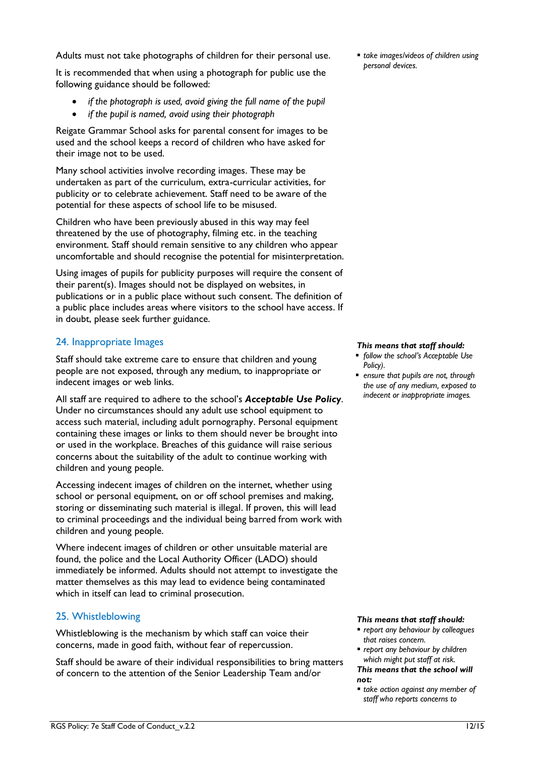Adults must not take photographs of children for their personal use.

It is recommended that when using a photograph for public use the following guidance should be followed:

- *if the photograph is used, avoid giving the full name of the pupil*
- *if the pupil is named, avoid using their photograph*

Reigate Grammar School asks for parental consent for images to be used and the school keeps a record of children who have asked for their image not to be used.

Many school activities involve recording images. These may be undertaken as part of the curriculum, extra-curricular activities, for publicity or to celebrate achievement. Staff need to be aware of the potential for these aspects of school life to be misused.

Children who have been previously abused in this way may feel threatened by the use of photography, filming etc. in the teaching environment. Staff should remain sensitive to any children who appear uncomfortable and should recognise the potential for misinterpretation.

Using images of pupils for publicity purposes will require the consent of their parent(s). Images should not be displayed on websites, in publications or in a public place without such consent. The definition of a public place includes areas where visitors to the school have access. If in doubt, please seek further guidance.

- *take images/videos of children using personal devices.*

## 24. Inappropriate Images

Staff should take extreme care to ensure that children and young people are not exposed, through any medium, to inappropriate or indecent images or web links.

All staff are required to adhere to the school's ***Acceptable Use Policy***. Under no circumstances should any adult use school equipment to access such material, including adult pornography. Personal equipment containing these images or links to them should never be brought into or used in the workplace. Breaches of this guidance will raise serious concerns about the suitability of the adult to continue working with children and young people.

Accessing indecent images of children on the internet, whether using school or personal equipment, on or off school premises and making, storing or disseminating such material is illegal. If proven, this will lead to criminal proceedings and the individual being barred from work with children and young people.

Where indecent images of children or other unsuitable material are found, the police and the Local Authority Officer (LADO) should immediately be informed. Adults should not attempt to investigate the matter themselves as this may lead to evidence being contaminated which in itself can lead to criminal prosecution.

***This means that staff should:***

- *follow the school's Acceptable Use Policy).*
- *ensure that pupils are not, through the use of any medium, exposed to indecent or inappropriate images.*

## 25. Whistleblowing

Whistleblowing is the mechanism by which staff can voice their concerns, made in good faith, without fear of repercussion.

Staff should be aware of their individual responsibilities to bring matters of concern to the attention of the Senior Leadership Team and/or

***This means that staff should:***

- *report any behaviour by colleagues that raises concern.*
- *report any behaviour by children which might put staff at risk.*

***This means that the school will not:***

- *take action against any member of staff who reports concerns to*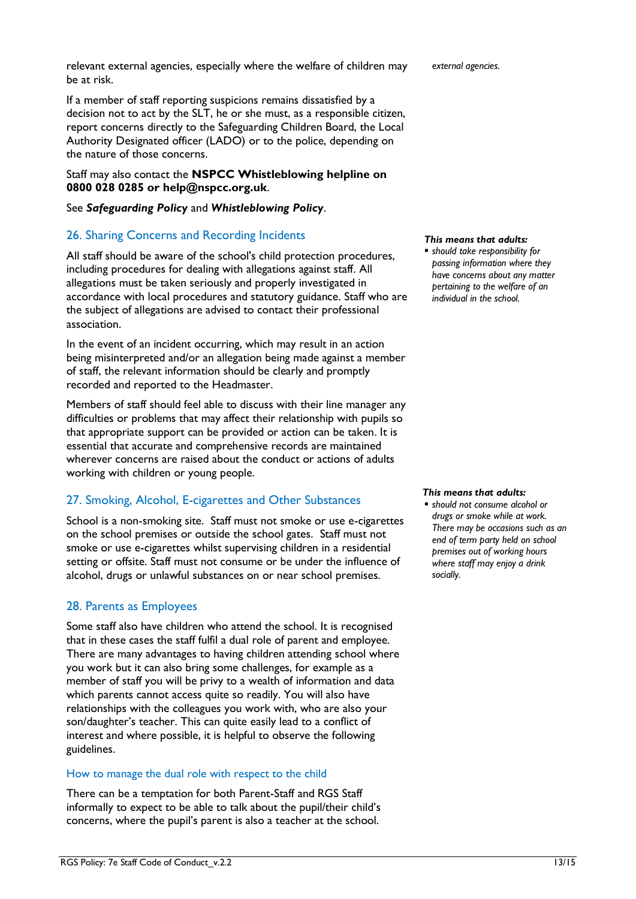relevant external agencies, especially where the welfare of children may be at risk.

*external agencies.*

If a member of staff reporting suspicions remains dissatisfied by a decision not to act by the SLT, he or she must, as a responsible citizen, report concerns directly to the Safeguarding Children Board, the Local Authority Designated officer (LADO) or to the police, depending on the nature of those concerns.

Staff may also contact the **NSPCC Whistleblowing helpline on 0800 028 0285 or help@nspcc.org.uk**.

See ***Safeguarding Policy*** and ***Whistleblowing Policy***.

## 26. Sharing Concerns and Recording Incidents

All staff should be aware of the school's child protection procedures, including procedures for dealing with allegations against staff. All allegations must be taken seriously and properly investigated in accordance with local procedures and statutory guidance. Staff who are the subject of allegations are advised to contact their professional association.

In the event of an incident occurring, which may result in an action being misinterpreted and/or an allegation being made against a member of staff, the relevant information should be clearly and promptly recorded and reported to the Headmaster.

Members of staff should feel able to discuss with their line manager any difficulties or problems that may affect their relationship with pupils so that appropriate support can be provided or action can be taken. It is essential that accurate and comprehensive records are maintained wherever concerns are raised about the conduct or actions of adults working with children or young people.

***This means that adults:***

- *should take responsibility for passing information where they have concerns about any matter pertaining to the welfare of an individual in the school.*

## 27. Smoking, Alcohol, E-cigarettes and Other Substances

School is a non-smoking site. Staff must not smoke or use e-cigarettes on the school premises or outside the school gates. Staff must not smoke or use e-cigarettes whilst supervising children in a residential setting or offsite. Staff must not consume or be under the influence of alcohol, drugs or unlawful substances on or near school premises.

***This means that adults:***

- *should not consume alcohol or drugs or smoke while at work. There may be occasions such as an end of term party held on school premises out of working hours where staff may enjoy a drink socially.*

## 28. Parents as Employees

Some staff also have children who attend the school. It is recognised that in these cases the staff fulfil a dual role of parent and employee. There are many advantages to having children attending school where you work but it can also bring some challenges, for example as a member of staff you will be privy to a wealth of information and data which parents cannot access quite so readily. You will also have relationships with the colleagues you work with, who are also your son/daughter's teacher. This can quite easily lead to a conflict of interest and where possible, it is helpful to observe the following guidelines.

### How to manage the dual role with respect to the child

There can be a temptation for both Parent-Staff and RGS Staff informally to expect to be able to talk about the pupil/their child's concerns, where the pupil's parent is also a teacher at the school.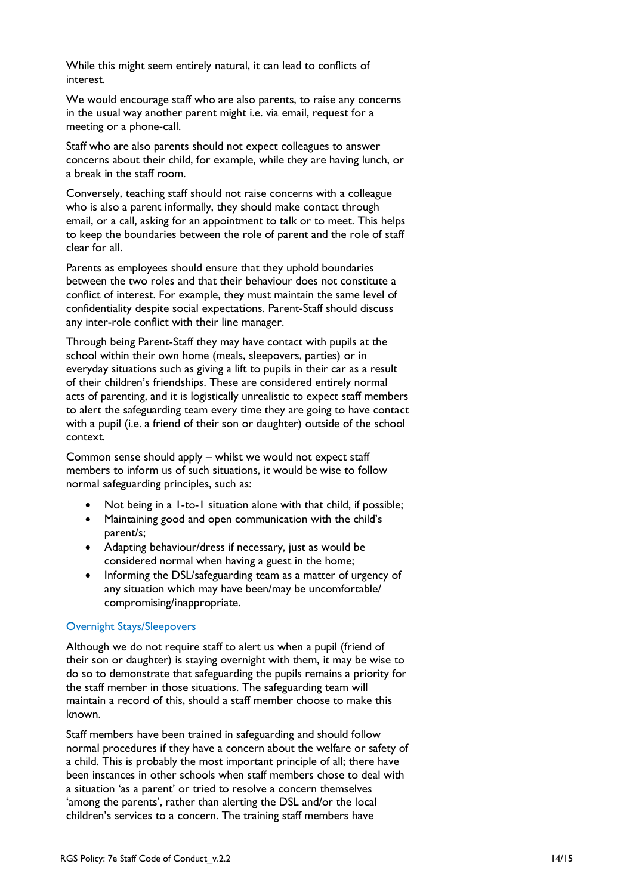While this might seem entirely natural, it can lead to conflicts of interest.

We would encourage staff who are also parents, to raise any concerns in the usual way another parent might i.e. via email, request for a meeting or a phone-call.

Staff who are also parents should not expect colleagues to answer concerns about their child, for example, while they are having lunch, or a break in the staff room.

Conversely, teaching staff should not raise concerns with a colleague who is also a parent informally, they should make contact through email, or a call, asking for an appointment to talk or to meet. This helps to keep the boundaries between the role of parent and the role of staff clear for all.

Parents as employees should ensure that they uphold boundaries between the two roles and that their behaviour does not constitute a conflict of interest. For example, they must maintain the same level of confidentiality despite social expectations. Parent-Staff should discuss any inter-role conflict with their line manager.

Through being Parent-Staff they may have contact with pupils at the school within their own home (meals, sleepovers, parties) or in everyday situations such as giving a lift to pupils in their car as a result of their children's friendships. These are considered entirely normal acts of parenting, and it is logistically unrealistic to expect staff members to alert the safeguarding team every time they are going to have contact with a pupil (i.e. a friend of their son or daughter) outside of the school context.

Common sense should apply – whilst we would not expect staff members to inform us of such situations, it would be wise to follow normal safeguarding principles, such as:

- Not being in a 1-to-1 situation alone with that child, if possible;
- Maintaining good and open communication with the child's parent/s;
- Adapting behaviour/dress if necessary, just as would be considered normal when having a guest in the home;
- Informing the DSL/safeguarding team as a matter of urgency of any situation which may have been/may be uncomfortable/ compromising/inappropriate.

### Overnight Stays/Sleepovers

Although we do not require staff to alert us when a pupil (friend of their son or daughter) is staying overnight with them, it may be wise to do so to demonstrate that safeguarding the pupils remains a priority for the staff member in those situations. The safeguarding team will maintain a record of this, should a staff member choose to make this known.

Staff members have been trained in safeguarding and should follow normal procedures if they have a concern about the welfare or safety of a child. This is probably the most important principle of all; there have been instances in other schools when staff members chose to deal with a situation 'as a parent' or tried to resolve a concern themselves 'among the parents', rather than alerting the DSL and/or the local children's services to a concern. The training staff members have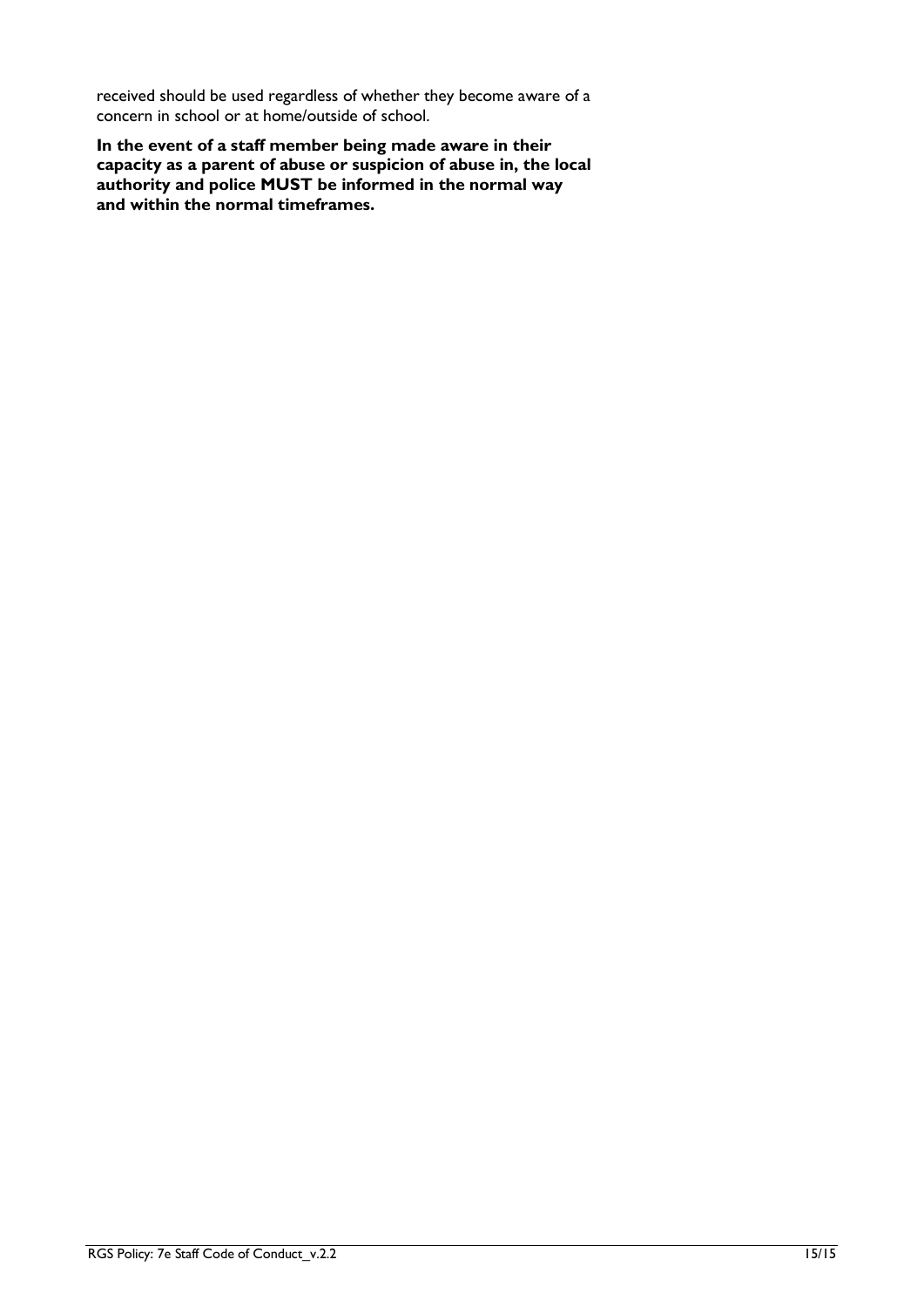received should be used regardless of whether they become aware of a concern in school or at home/outside of school.

**In the event of a staff member being made aware in their capacity as a parent of abuse or suspicion of abuse in, the local authority and police MUST be informed in the normal way and within the normal timeframes.**